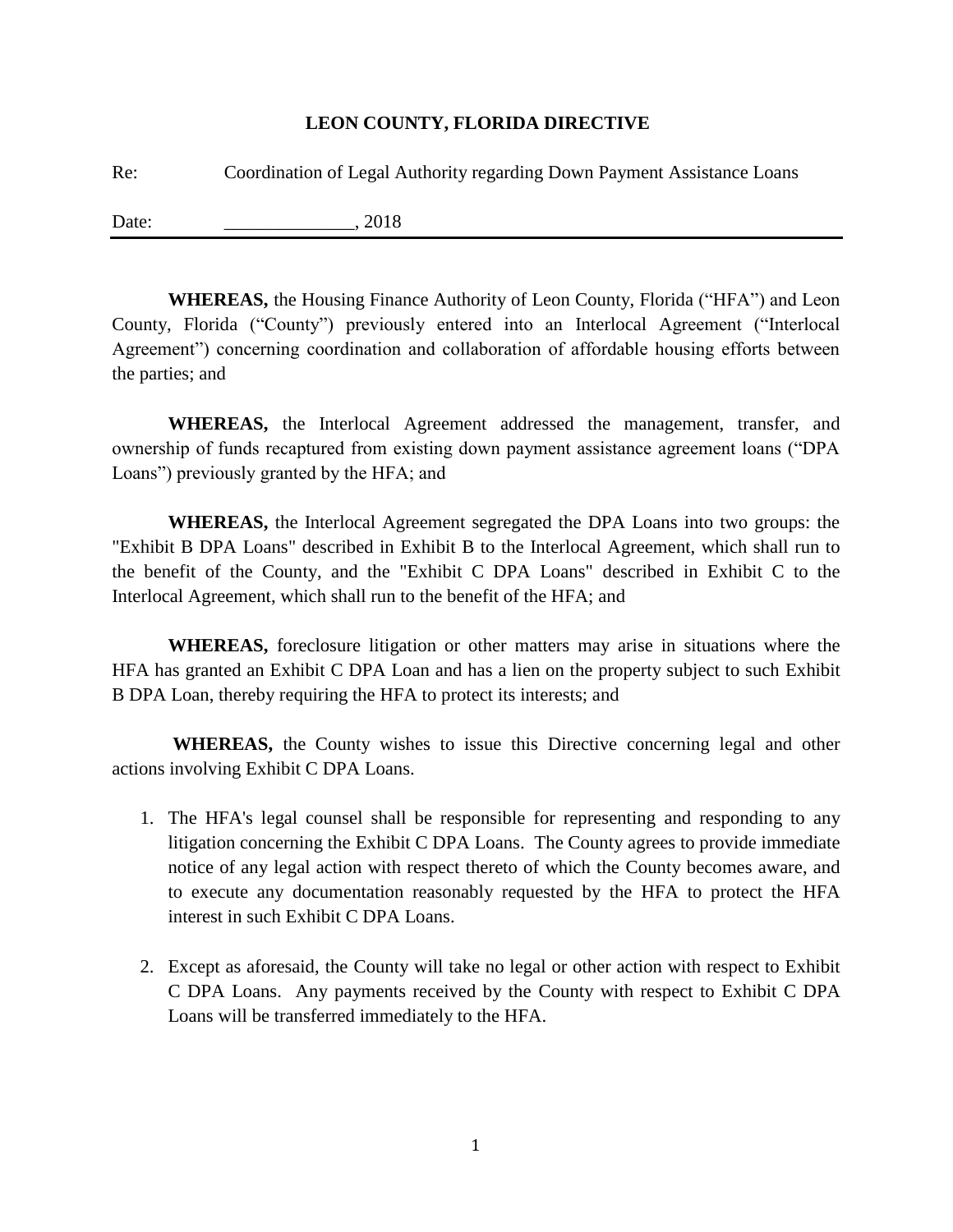**LEON COUNTY, FLORIDA DIRECTIVE**

Re: Coordination of Legal Authority regarding Down Payment Assistance Loans

Date: ______________, 2018

---

**WHEREAS,** the Housing Finance Authority of Leon County, Florida ("HFA") and Leon County, Florida ("County") previously entered into an Interlocal Agreement ("Interlocal Agreement") concerning coordination and collaboration of affordable housing efforts between the parties; and

**WHEREAS,** the Interlocal Agreement addressed the management, transfer, and ownership of funds recaptured from existing down payment assistance agreement loans ("DPA Loans") previously granted by the HFA; and

**WHEREAS,** the Interlocal Agreement segregated the DPA Loans into two groups: the "Exhibit B DPA Loans" described in Exhibit B to the Interlocal Agreement, which shall run to the benefit of the County, and the "Exhibit C DPA Loans" described in Exhibit C to the Interlocal Agreement, which shall run to the benefit of the HFA; and

**WHEREAS,** foreclosure litigation or other matters may arise in situations where the HFA has granted an Exhibit C DPA Loan and has a lien on the property subject to such Exhibit B DPA Loan, thereby requiring the HFA to protect its interests; and

**WHEREAS,** the County wishes to issue this Directive concerning legal and other actions involving Exhibit C DPA Loans.

1. The HFA's legal counsel shall be responsible for representing and responding to any litigation concerning the Exhibit C DPA Loans. The County agrees to provide immediate notice of any legal action with respect thereto of which the County becomes aware, and to execute any documentation reasonably requested by the HFA to protect the HFA interest in such Exhibit C DPA Loans.

2. Except as aforesaid, the County will take no legal or other action with respect to Exhibit C DPA Loans. Any payments received by the County with respect to Exhibit C DPA Loans will be transferred immediately to the HFA.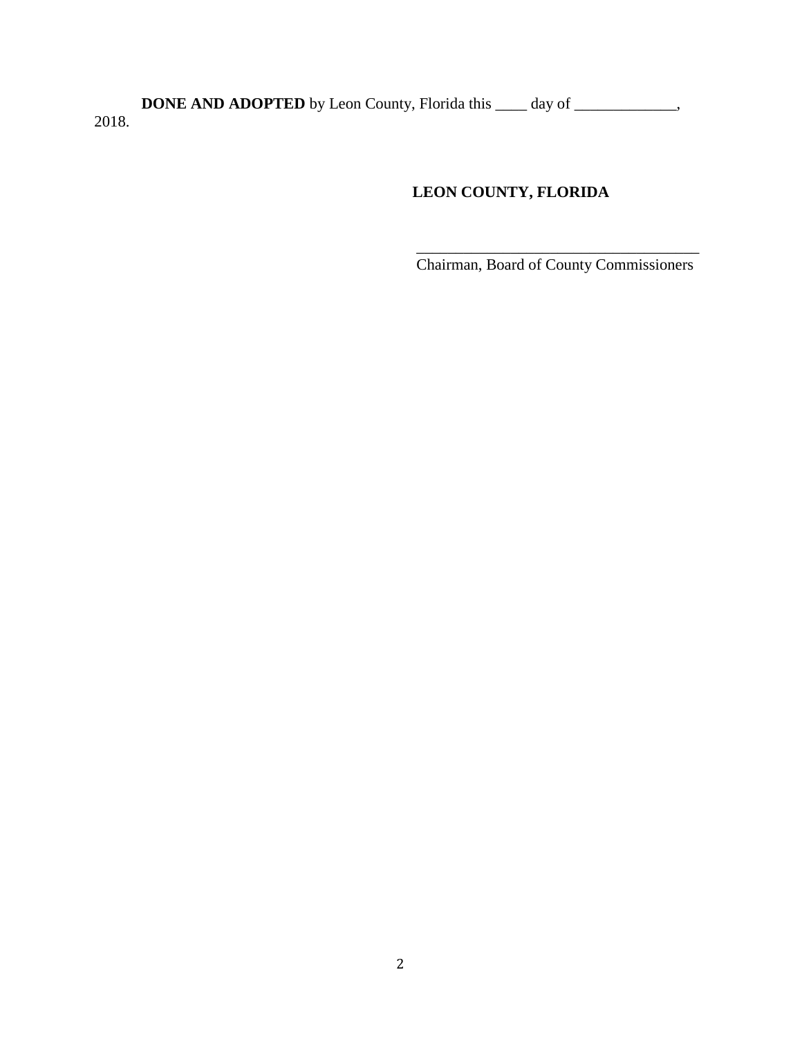**DONE AND ADOPTED** by Leon County, Florida this ____ day of _____________, 2018.

**LEON COUNTY, FLORIDA**

_____________________________________
Chairman, Board of County Commissioners